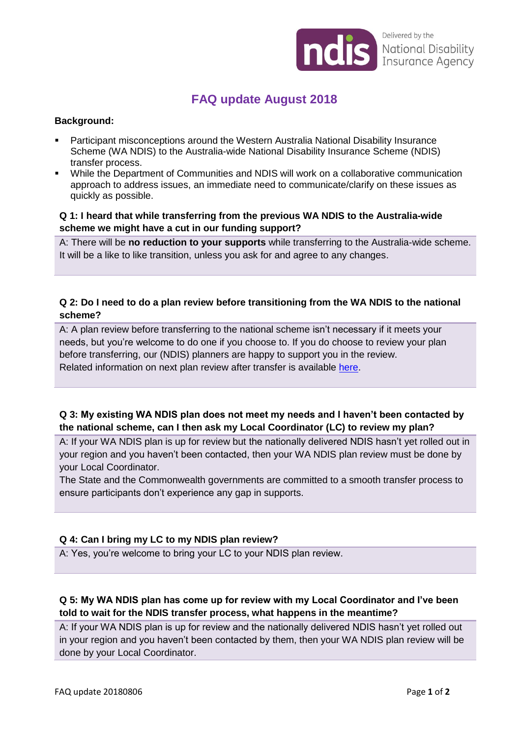# FAQ update August 2018

**Background:**

- Participant misconceptions around the Western Australia National Disability Insurance Scheme (WA NDIS) to the Australia-wide National Disability Insurance Scheme (NDIS) transfer process.
- While the Department of Communities and NDIS will work on a collaborative communication approach to address issues, an immediate need to communicate/clarify on these issues as quickly as possible.

### Q 1: I heard that while transferring from the previous WA NDIS to the Australia-wide scheme we might have a cut in our funding support?

A: There will be **no reduction to your supports** while transferring to the Australia-wide scheme. It will be a like to like transition, unless you ask for and agree to any changes.

### Q 2: Do I need to do a plan review before transitioning from the WA NDIS to the national scheme?

A: A plan review before transferring to the national scheme isn't necessary if it meets your needs, but you're welcome to do one if you choose to. If you do choose to review your plan before transferring, our (NDIS) planners are happy to support you in the review.
Related information on next plan review after transfer is available here.

### Q 3: My existing WA NDIS plan does not meet my needs and I haven't been contacted by the national scheme, can I then ask my Local Coordinator (LC) to review my plan?

A: If your WA NDIS plan is up for review but the nationally delivered NDIS hasn't yet rolled out in your region and you haven't been contacted, then your WA NDIS plan review must be done by your Local Coordinator.
The State and the Commonwealth governments are committed to a smooth transfer process to ensure participants don't experience any gap in supports.

### Q 4: Can I bring my LC to my NDIS plan review?

A: Yes, you're welcome to bring your LC to your NDIS plan review.

### Q 5: My WA NDIS plan has come up for review with my Local Coordinator and I've been told to wait for the NDIS transfer process, what happens in the meantime?

A: If your WA NDIS plan is up for review and the nationally delivered NDIS hasn't yet rolled out in your region and you haven't been contacted by them, then your WA NDIS plan review will be done by your Local Coordinator.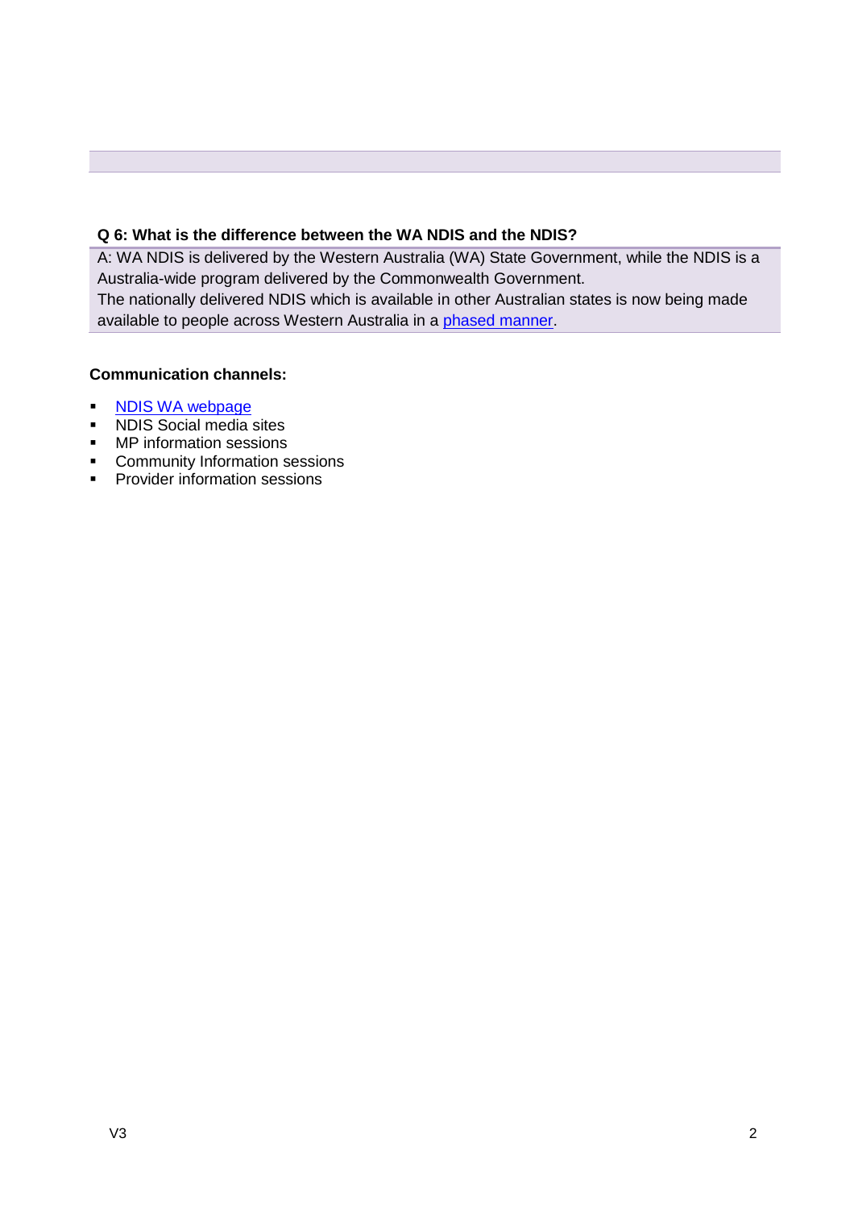**Q 6: What is the difference between the WA NDIS and the NDIS?**

A: WA NDIS is delivered by the Western Australia (WA) State Government, while the NDIS is a Australia-wide program delivered by the Commonwealth Government.
The nationally delivered NDIS which is available in other Australian states is now being made available to people across Western Australia in a phased manner.

**Communication channels:**

- NDIS WA webpage
- NDIS Social media sites
- MP information sessions
- Community Information sessions
- Provider information sessions

V3